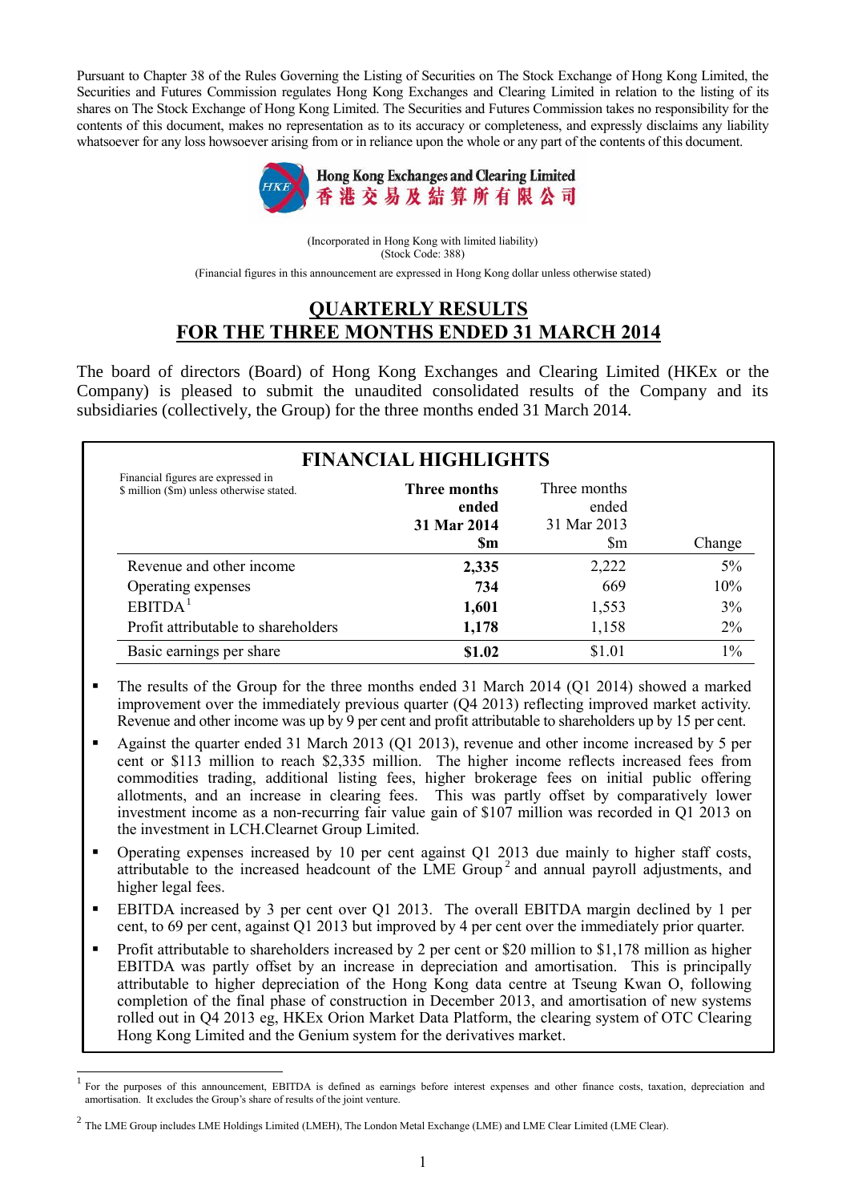Pursuant to Chapter 38 of the Rules Governing the Listing of Securities on The Stock Exchange of Hong Kong Limited, the Securities and Futures Commission regulates Hong Kong Exchanges and Clearing Limited in relation to the listing of its shares on The Stock Exchange of Hong Kong Limited. The Securities and Futures Commission takes no responsibility for the contents of this document, makes no representation as to its accuracy or completeness, and expressly disclaims any liability whatsoever for any loss howsoever arising from or in reliance upon the whole or any part of the contents of this document.

**Hong Kong Exchanges and Clearing Limited**
**香港交易及結算所有限公司**

(Incorporated in Hong Kong with limited liability)
(Stock Code: 388)

(Financial figures in this announcement are expressed in Hong Kong dollar unless otherwise stated)

# QUARTERLY RESULTS FOR THE THREE MONTHS ENDED 31 MARCH 2014

The board of directors (Board) of Hong Kong Exchanges and Clearing Limited (HKEx or the Company) is pleased to submit the unaudited consolidated results of the Company and its subsidiaries (collectively, the Group) for the three months ended 31 March 2014.

## FINANCIAL HIGHLIGHTS

| Financial figures are expressed in \$ million (\$m) unless otherwise stated. | **Three months ended 31 Mar 2014 \$m** | Three months ended 31 Mar 2013 \$m | Change |
|---|---|---|---|
| Revenue and other income | **2,335** | 2,222 | 5% |
| Operating expenses | **734** | 669 | 10% |
| EBITDA[1] | **1,601** | 1,553 | 3% |
| Profit attributable to shareholders | **1,178** | 1,158 | 2% |
| Basic earnings per share | **\$1.02** | \$1.01 | 1% |

- The results of the Group for the three months ended 31 March 2014 (Q1 2014) showed a marked improvement over the immediately previous quarter (Q4 2013) reflecting improved market activity. Revenue and other income was up by 9 per cent and profit attributable to shareholders up by 15 per cent.
- Against the quarter ended 31 March 2013 (Q1 2013), revenue and other income increased by 5 per cent or \$113 million to reach \$2,335 million. The higher income reflects increased fees from commodities trading, additional listing fees, higher brokerage fees on initial public offering allotments, and an increase in clearing fees. This was partly offset by comparatively lower investment income as a non-recurring fair value gain of \$107 million was recorded in Q1 2013 on the investment in LCH.Clearnet Group Limited.
- Operating expenses increased by 10 per cent against Q1 2013 due mainly to higher staff costs, attributable to the increased headcount of the LME Group[2] and annual payroll adjustments, and higher legal fees.
- EBITDA increased by 3 per cent over Q1 2013. The overall EBITDA margin declined by 1 per cent, to 69 per cent, against Q1 2013 but improved by 4 per cent over the immediately prior quarter.
- Profit attributable to shareholders increased by 2 per cent or \$20 million to \$1,178 million as higher EBITDA was partly offset by an increase in depreciation and amortisation. This is principally attributable to higher depreciation of the Hong Kong data centre at Tseung Kwan O, following completion of the final phase of construction in December 2013, and amortisation of new systems rolled out in Q4 2013 eg, HKEx Orion Market Data Platform, the clearing system of OTC Clearing Hong Kong Limited and the Genium system for the derivatives market.

[1] For the purposes of this announcement, EBITDA is defined as earnings before interest expenses and other finance costs, taxation, depreciation and amortisation. It excludes the Group's share of results of the joint venture.

[2] The LME Group includes LME Holdings Limited (LMEH), The London Metal Exchange (LME) and LME Clear Limited (LME Clear).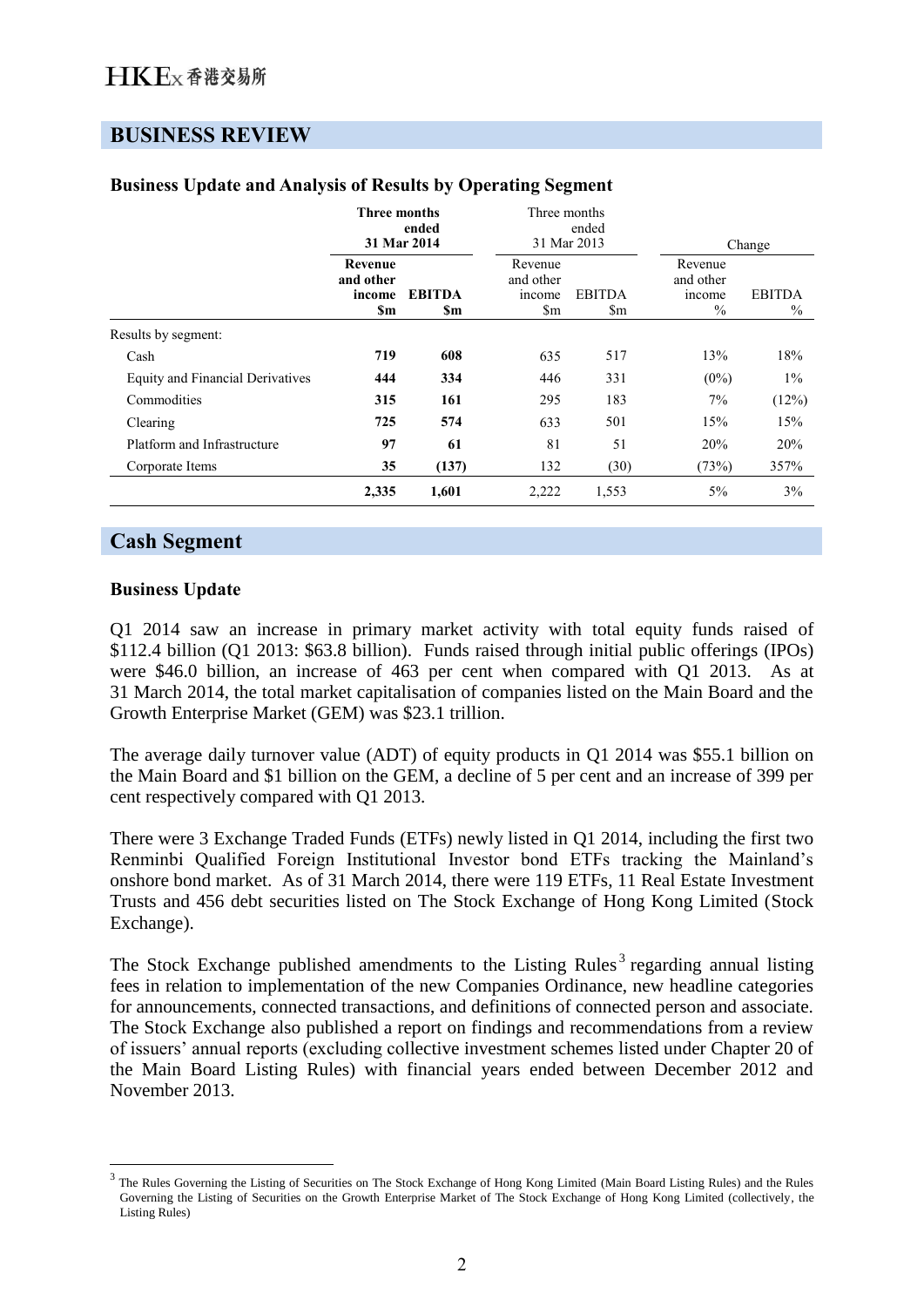## BUSINESS REVIEW

### Business Update and Analysis of Results by Operating Segment

| | **Three months ended 31 Mar 2014** | | Three months ended 31 Mar 2013 | | Change | |
|---|---|---|---|---|---|---|
| | **Revenue and other income $m** | **EBITDA $m** | Revenue and other income $m | EBITDA $m | Revenue and other income % | EBITDA % |
| Results by segment: | | | | | | |
| Cash | **719** | **608** | 635 | 517 | 13% | 18% |
| Equity and Financial Derivatives | **444** | **334** | 446 | 331 | (0%) | 1% |
| Commodities | **315** | **161** | 295 | 183 | 7% | (12%) |
| Clearing | **725** | **574** | 633 | 501 | 15% | 15% |
| Platform and Infrastructure | **97** | **61** | 81 | 51 | 20% | 20% |
| Corporate Items | **35** | **(137)** | 132 | (30) | (73%) | 357% |
| | **2,335** | **1,601** | 2,222 | 1,553 | 5% | 3% |

## Cash Segment

### Business Update

Q1 2014 saw an increase in primary market activity with total equity funds raised of $112.4 billion (Q1 2013: $63.8 billion). Funds raised through initial public offerings (IPOs) were $46.0 billion, an increase of 463 per cent when compared with Q1 2013. As at 31 March 2014, the total market capitalisation of companies listed on the Main Board and the Growth Enterprise Market (GEM) was $23.1 trillion.

The average daily turnover value (ADT) of equity products in Q1 2014 was $55.1 billion on the Main Board and $1 billion on the GEM, a decline of 5 per cent and an increase of 399 per cent respectively compared with Q1 2013.

There were 3 Exchange Traded Funds (ETFs) newly listed in Q1 2014, including the first two Renminbi Qualified Foreign Institutional Investor bond ETFs tracking the Mainland's onshore bond market. As of 31 March 2014, there were 119 ETFs, 11 Real Estate Investment Trusts and 456 debt securities listed on The Stock Exchange of Hong Kong Limited (Stock Exchange).

The Stock Exchange published amendments to the Listing Rules[3] regarding annual listing fees in relation to implementation of the new Companies Ordinance, new headline categories for announcements, connected transactions, and definitions of connected person and associate. The Stock Exchange also published a report on findings and recommendations from a review of issuers' annual reports (excluding collective investment schemes listed under Chapter 20 of the Main Board Listing Rules) with financial years ended between December 2012 and November 2013.

[3] The Rules Governing the Listing of Securities on The Stock Exchange of Hong Kong Limited (Main Board Listing Rules) and the Rules Governing the Listing of Securities on the Growth Enterprise Market of The Stock Exchange of Hong Kong Limited (collectively, the Listing Rules)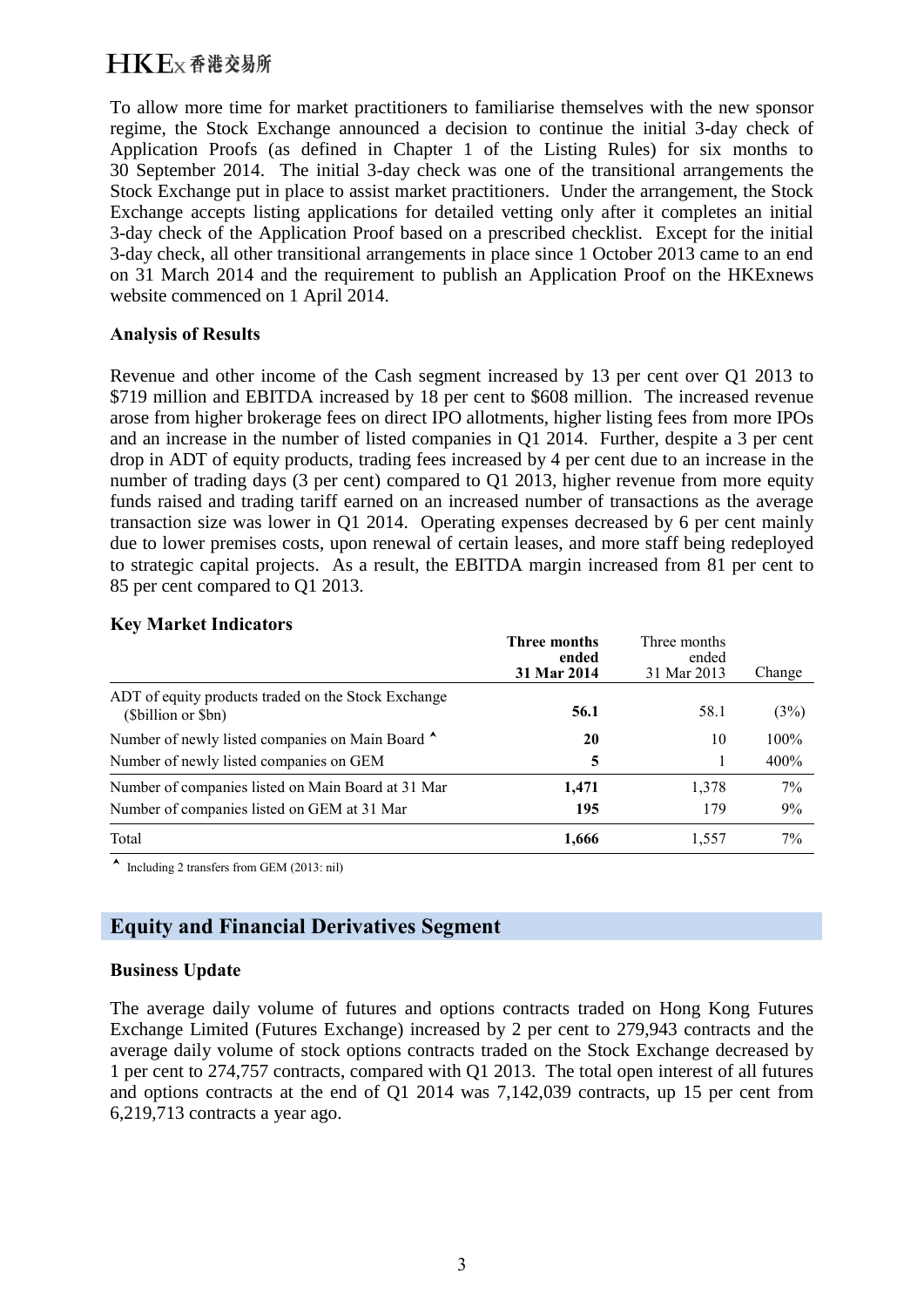To allow more time for market practitioners to familiarise themselves with the new sponsor regime, the Stock Exchange announced a decision to continue the initial 3-day check of Application Proofs (as defined in Chapter 1 of the Listing Rules) for six months to 30 September 2014. The initial 3-day check was one of the transitional arrangements the Stock Exchange put in place to assist market practitioners. Under the arrangement, the Stock Exchange accepts listing applications for detailed vetting only after it completes an initial 3-day check of the Application Proof based on a prescribed checklist. Except for the initial 3-day check, all other transitional arrangements in place since 1 October 2013 came to an end on 31 March 2014 and the requirement to publish an Application Proof on the HKExnews website commenced on 1 April 2014.

**Analysis of Results**

Revenue and other income of the Cash segment increased by 13 per cent over Q1 2013 to $719 million and EBITDA increased by 18 per cent to $608 million. The increased revenue arose from higher brokerage fees on direct IPO allotments, higher listing fees from more IPOs and an increase in the number of listed companies in Q1 2014. Further, despite a 3 per cent drop in ADT of equity products, trading fees increased by 4 per cent due to an increase in the number of trading days (3 per cent) compared to Q1 2013, higher revenue from more equity funds raised and trading tariff earned on an increased number of transactions as the average transaction size was lower in Q1 2014. Operating expenses decreased by 6 per cent mainly due to lower premises costs, upon renewal of certain leases, and more staff being redeployed to strategic capital projects. As a result, the EBITDA margin increased from 81 per cent to 85 per cent compared to Q1 2013.

**Key Market Indicators**

| | **Three months ended 31 Mar 2014** | Three months ended 31 Mar 2013 | Change |
|---|---|---|---|
| ADT of equity products traded on the Stock Exchange ($billion or $bn) | **56.1** | 58.1 | (3%) |
| Number of newly listed companies on Main Board ^ | **20** | 10 | 100% |
| Number of newly listed companies on GEM | **5** | 1 | 400% |
| Number of companies listed on Main Board at 31 Mar | **1,471** | 1,378 | 7% |
| Number of companies listed on GEM at 31 Mar | **195** | 179 | 9% |
| Total | **1,666** | 1,557 | 7% |

^ Including 2 transfers from GEM (2013: nil)

## Equity and Financial Derivatives Segment

**Business Update**

The average daily volume of futures and options contracts traded on Hong Kong Futures Exchange Limited (Futures Exchange) increased by 2 per cent to 279,943 contracts and the average daily volume of stock options contracts traded on the Stock Exchange decreased by 1 per cent to 274,757 contracts, compared with Q1 2013. The total open interest of all futures and options contracts at the end of Q1 2014 was 7,142,039 contracts, up 15 per cent from 6,219,713 contracts a year ago.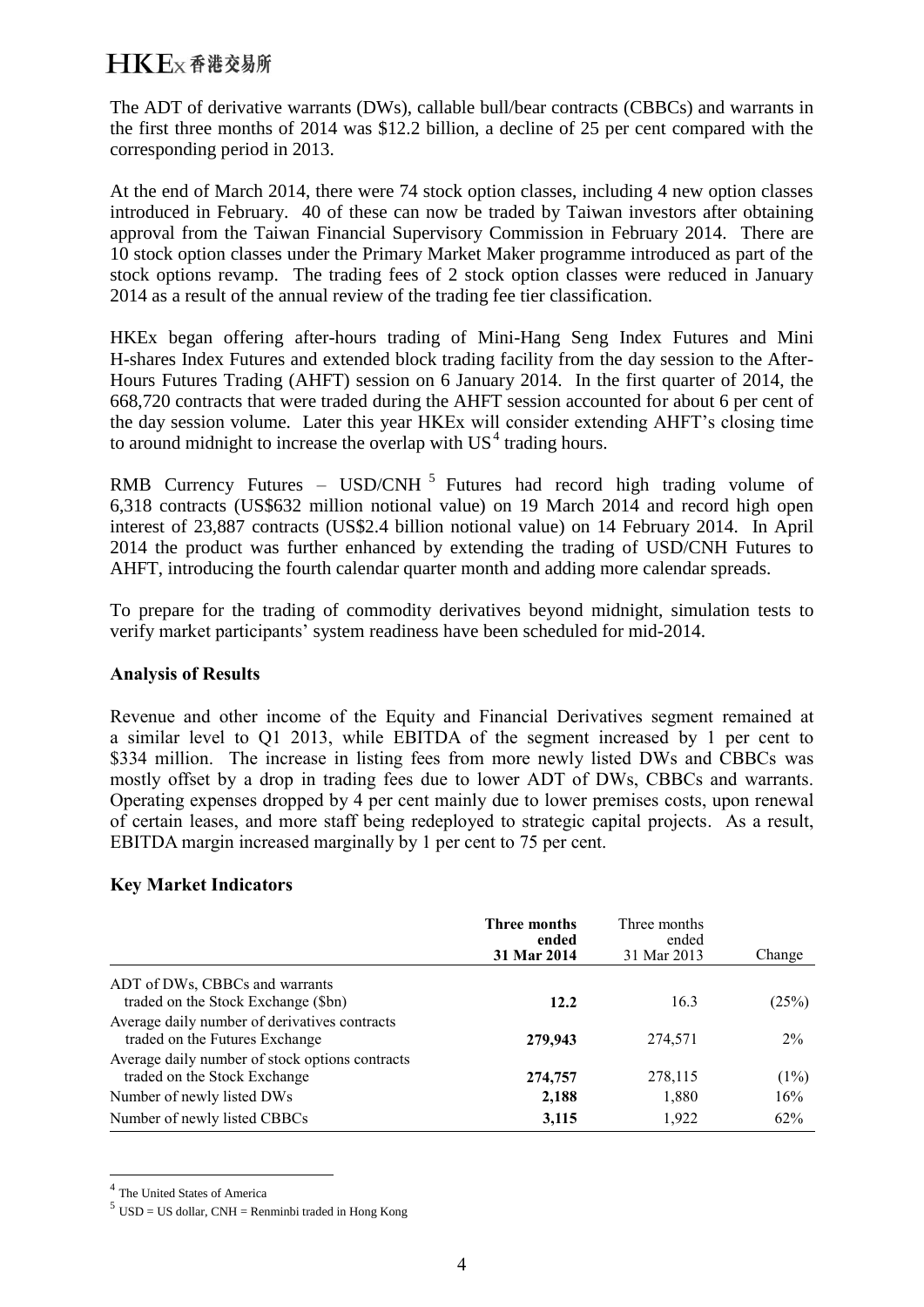The ADT of derivative warrants (DWs), callable bull/bear contracts (CBBCs) and warrants in the first three months of 2014 was $12.2 billion, a decline of 25 per cent compared with the corresponding period in 2013.

At the end of March 2014, there were 74 stock option classes, including 4 new option classes introduced in February. 40 of these can now be traded by Taiwan investors after obtaining approval from the Taiwan Financial Supervisory Commission in February 2014. There are 10 stock option classes under the Primary Market Maker programme introduced as part of the stock options revamp. The trading fees of 2 stock option classes were reduced in January 2014 as a result of the annual review of the trading fee tier classification.

HKEx began offering after-hours trading of Mini-Hang Seng Index Futures and Mini H-shares Index Futures and extended block trading facility from the day session to the After-Hours Futures Trading (AHFT) session on 6 January 2014. In the first quarter of 2014, the 668,720 contracts that were traded during the AHFT session accounted for about 6 per cent of the day session volume. Later this year HKEx will consider extending AHFT's closing time to around midnight to increase the overlap with US[4] trading hours.

RMB Currency Futures – USD/CNH [5] Futures had record high trading volume of 6,318 contracts (US$632 million notional value) on 19 March 2014 and record high open interest of 23,887 contracts (US$2.4 billion notional value) on 14 February 2014. In April 2014 the product was further enhanced by extending the trading of USD/CNH Futures to AHFT, introducing the fourth calendar quarter month and adding more calendar spreads.

To prepare for the trading of commodity derivatives beyond midnight, simulation tests to verify market participants' system readiness have been scheduled for mid-2014.

**Analysis of Results**

Revenue and other income of the Equity and Financial Derivatives segment remained at a similar level to Q1 2013, while EBITDA of the segment increased by 1 per cent to $334 million. The increase in listing fees from more newly listed DWs and CBBCs was mostly offset by a drop in trading fees due to lower ADT of DWs, CBBCs and warrants. Operating expenses dropped by 4 per cent mainly due to lower premises costs, upon renewal of certain leases, and more staff being redeployed to strategic capital projects. As a result, EBITDA margin increased marginally by 1 per cent to 75 per cent.

**Key Market Indicators**

| | **Three months ended 31 Mar 2014** | Three months ended 31 Mar 2013 | Change |
|---|---|---|---|
| ADT of DWs, CBBCs and warrants traded on the Stock Exchange ($bn) | **12.2** | 16.3 | (25%) |
| Average daily number of derivatives contracts traded on the Futures Exchange | **279,943** | 274,571 | 2% |
| Average daily number of stock options contracts traded on the Stock Exchange | **274,757** | 278,115 | (1%) |
| Number of newly listed DWs | **2,188** | 1,880 | 16% |
| Number of newly listed CBBCs | **3,115** | 1,922 | 62% |

[4] The United States of America

[5] USD = US dollar, CNH = Renminbi traded in Hong Kong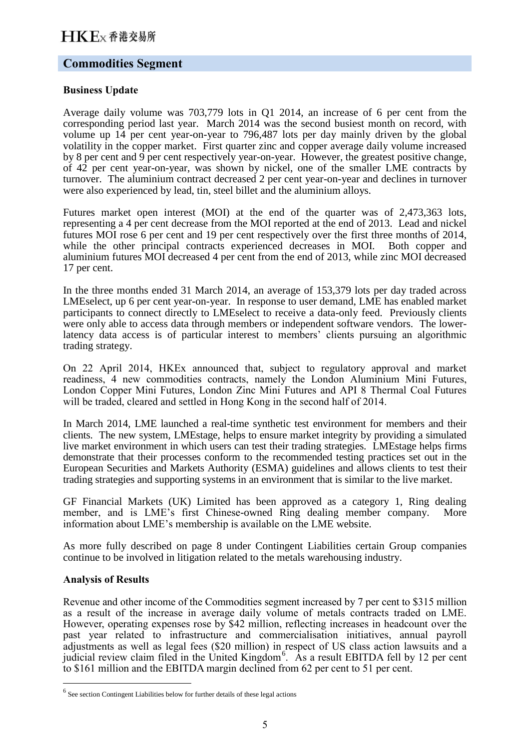## Commodities Segment

### Business Update

Average daily volume was 703,779 lots in Q1 2014, an increase of 6 per cent from the corresponding period last year. March 2014 was the second busiest month on record, with volume up 14 per cent year-on-year to 796,487 lots per day mainly driven by the global volatility in the copper market. First quarter zinc and copper average daily volume increased by 8 per cent and 9 per cent respectively year-on-year. However, the greatest positive change, of 42 per cent year-on-year, was shown by nickel, one of the smaller LME contracts by turnover. The aluminium contract decreased 2 per cent year-on-year and declines in turnover were also experienced by lead, tin, steel billet and the aluminium alloys.

Futures market open interest (MOI) at the end of the quarter was of 2,473,363 lots, representing a 4 per cent decrease from the MOI reported at the end of 2013. Lead and nickel futures MOI rose 6 per cent and 19 per cent respectively over the first three months of 2014, while the other principal contracts experienced decreases in MOI. Both copper and aluminium futures MOI decreased 4 per cent from the end of 2013, while zinc MOI decreased 17 per cent.

In the three months ended 31 March 2014, an average of 153,379 lots per day traded across LMEselect, up 6 per cent year-on-year. In response to user demand, LME has enabled market participants to connect directly to LMEselect to receive a data-only feed. Previously clients were only able to access data through members or independent software vendors. The lower-latency data access is of particular interest to members' clients pursuing an algorithmic trading strategy.

On 22 April 2014, HKEx announced that, subject to regulatory approval and market readiness, 4 new commodities contracts, namely the London Aluminium Mini Futures, London Copper Mini Futures, London Zinc Mini Futures and API 8 Thermal Coal Futures will be traded, cleared and settled in Hong Kong in the second half of 2014.

In March 2014, LME launched a real-time synthetic test environment for members and their clients. The new system, LMEstage, helps to ensure market integrity by providing a simulated live market environment in which users can test their trading strategies. LMEstage helps firms demonstrate that their processes conform to the recommended testing practices set out in the European Securities and Markets Authority (ESMA) guidelines and allows clients to test their trading strategies and supporting systems in an environment that is similar to the live market.

GF Financial Markets (UK) Limited has been approved as a category 1, Ring dealing member, and is LME's first Chinese-owned Ring dealing member company. More information about LME's membership is available on the LME website.

As more fully described on page 8 under Contingent Liabilities certain Group companies continue to be involved in litigation related to the metals warehousing industry.

### Analysis of Results

Revenue and other income of the Commodities segment increased by 7 per cent to $315 million as a result of the increase in average daily volume of metals contracts traded on LME. However, operating expenses rose by $42 million, reflecting increases in headcount over the past year related to infrastructure and commercialisation initiatives, annual payroll adjustments as well as legal fees ($20 million) in respect of US class action lawsuits and a judicial review claim filed in the United Kingdom[6]. As a result EBITDA fell by 12 per cent to $161 million and the EBITDA margin declined from 62 per cent to 51 per cent.

[6] See section Contingent Liabilities below for further details of these legal actions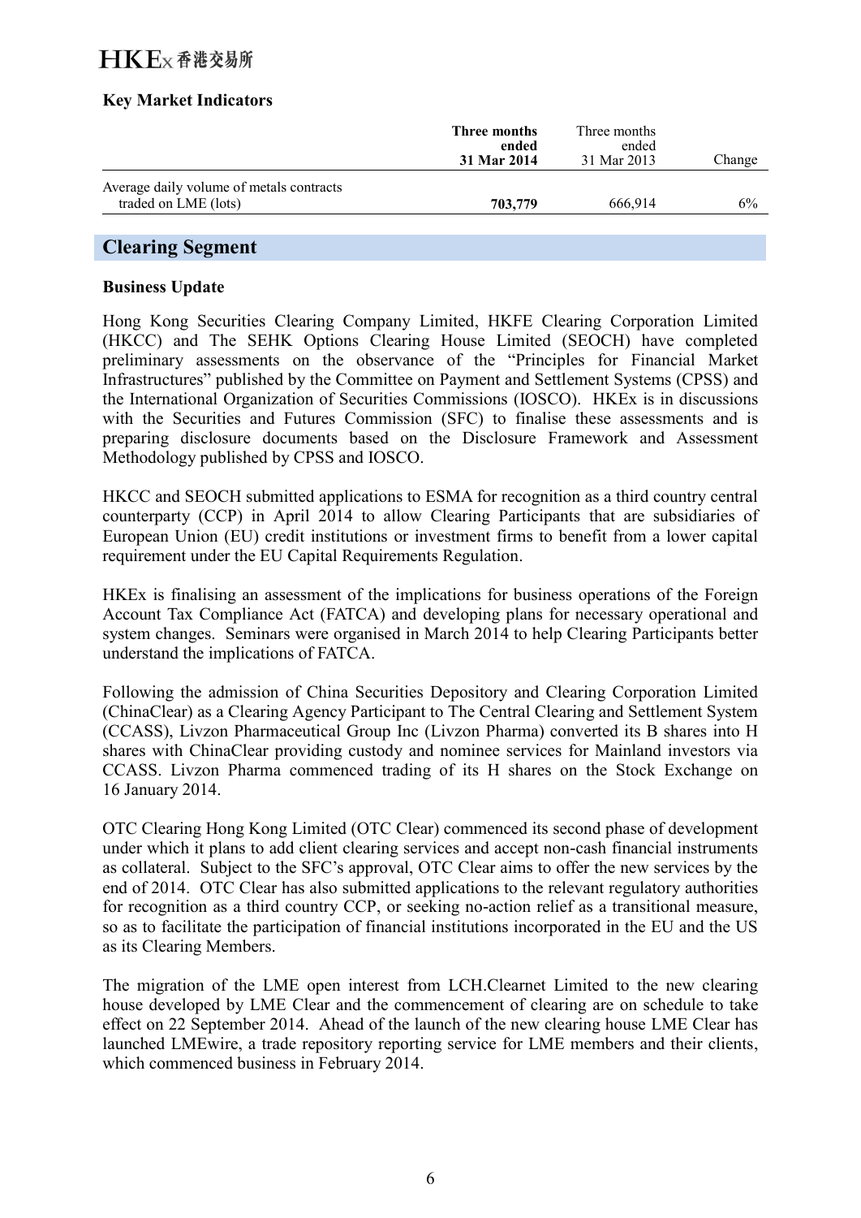## Key Market Indicators

| | **Three months ended 31 Mar 2014** | Three months ended 31 Mar 2013 | Change |
|---|---|---|---|
| Average daily volume of metals contracts traded on LME (lots) | **703,779** | 666,914 | 6% |

## Clearing Segment

### Business Update

Hong Kong Securities Clearing Company Limited, HKFE Clearing Corporation Limited (HKCC) and The SEHK Options Clearing House Limited (SEOCH) have completed preliminary assessments on the observance of the "Principles for Financial Market Infrastructures" published by the Committee on Payment and Settlement Systems (CPSS) and the International Organization of Securities Commissions (IOSCO). HKEx is in discussions with the Securities and Futures Commission (SFC) to finalise these assessments and is preparing disclosure documents based on the Disclosure Framework and Assessment Methodology published by CPSS and IOSCO.

HKCC and SEOCH submitted applications to ESMA for recognition as a third country central counterparty (CCP) in April 2014 to allow Clearing Participants that are subsidiaries of European Union (EU) credit institutions or investment firms to benefit from a lower capital requirement under the EU Capital Requirements Regulation.

HKEx is finalising an assessment of the implications for business operations of the Foreign Account Tax Compliance Act (FATCA) and developing plans for necessary operational and system changes. Seminars were organised in March 2014 to help Clearing Participants better understand the implications of FATCA.

Following the admission of China Securities Depository and Clearing Corporation Limited (ChinaClear) as a Clearing Agency Participant to The Central Clearing and Settlement System (CCASS), Livzon Pharmaceutical Group Inc (Livzon Pharma) converted its B shares into H shares with ChinaClear providing custody and nominee services for Mainland investors via CCASS. Livzon Pharma commenced trading of its H shares on the Stock Exchange on 16 January 2014.

OTC Clearing Hong Kong Limited (OTC Clear) commenced its second phase of development under which it plans to add client clearing services and accept non-cash financial instruments as collateral. Subject to the SFC's approval, OTC Clear aims to offer the new services by the end of 2014. OTC Clear has also submitted applications to the relevant regulatory authorities for recognition as a third country CCP, or seeking no-action relief as a transitional measure, so as to facilitate the participation of financial institutions incorporated in the EU and the US as its Clearing Members.

The migration of the LME open interest from LCH.Clearnet Limited to the new clearing house developed by LME Clear and the commencement of clearing are on schedule to take effect on 22 September 2014. Ahead of the launch of the new clearing house LME Clear has launched LMEwire, a trade repository reporting service for LME members and their clients, which commenced business in February 2014.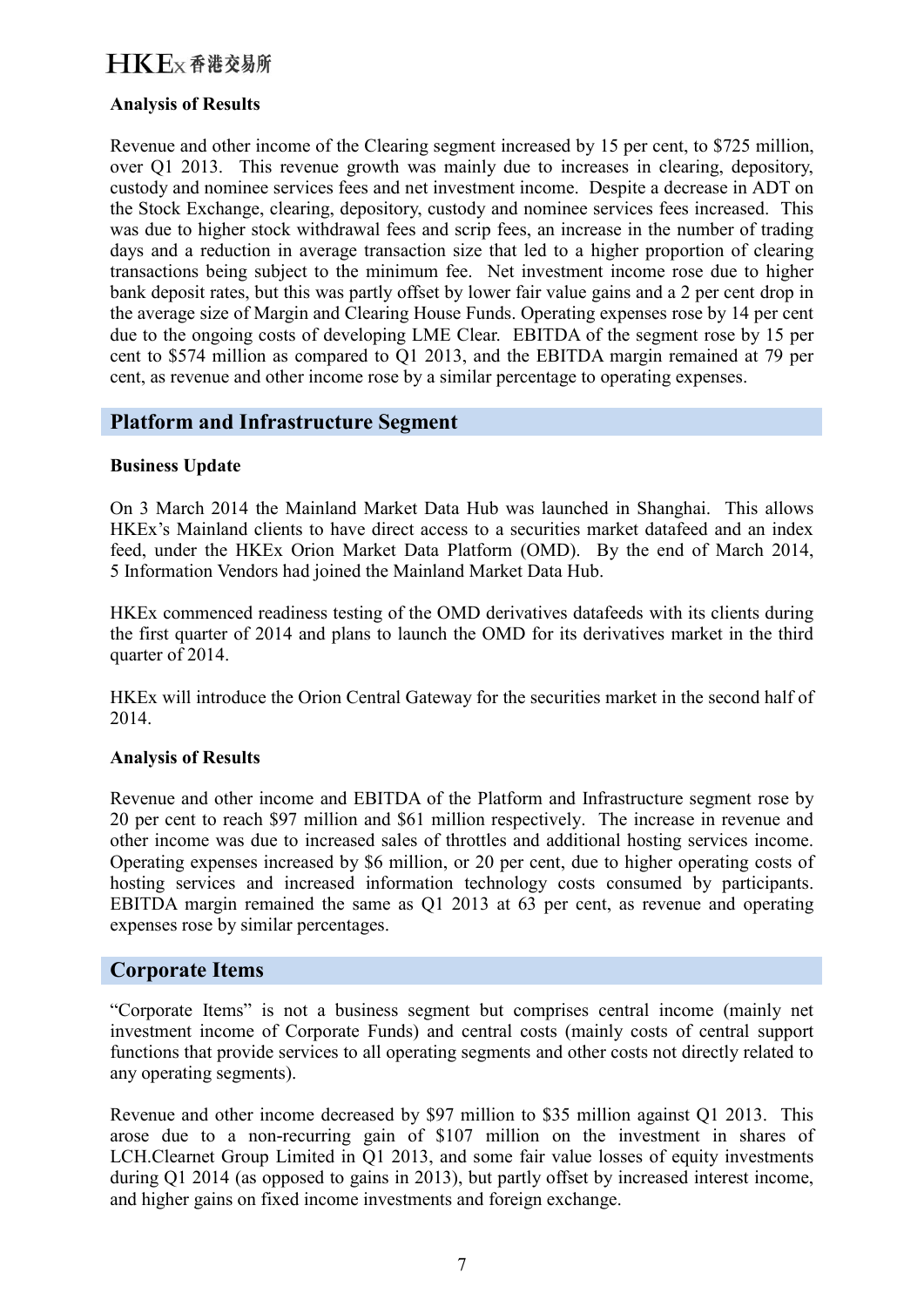**Analysis of Results**

Revenue and other income of the Clearing segment increased by 15 per cent, to $725 million, over Q1 2013. This revenue growth was mainly due to increases in clearing, depository, custody and nominee services fees and net investment income. Despite a decrease in ADT on the Stock Exchange, clearing, depository, custody and nominee services fees increased. This was due to higher stock withdrawal fees and scrip fees, an increase in the number of trading days and a reduction in average transaction size that led to a higher proportion of clearing transactions being subject to the minimum fee. Net investment income rose due to higher bank deposit rates, but this was partly offset by lower fair value gains and a 2 per cent drop in the average size of Margin and Clearing House Funds. Operating expenses rose by 14 per cent due to the ongoing costs of developing LME Clear. EBITDA of the segment rose by 15 per cent to $574 million as compared to Q1 2013, and the EBITDA margin remained at 79 per cent, as revenue and other income rose by a similar percentage to operating expenses.

## Platform and Infrastructure Segment

**Business Update**

On 3 March 2014 the Mainland Market Data Hub was launched in Shanghai. This allows HKEx's Mainland clients to have direct access to a securities market datafeed and an index feed, under the HKEx Orion Market Data Platform (OMD). By the end of March 2014, 5 Information Vendors had joined the Mainland Market Data Hub.

HKEx commenced readiness testing of the OMD derivatives datafeeds with its clients during the first quarter of 2014 and plans to launch the OMD for its derivatives market in the third quarter of 2014.

HKEx will introduce the Orion Central Gateway for the securities market in the second half of 2014.

**Analysis of Results**

Revenue and other income and EBITDA of the Platform and Infrastructure segment rose by 20 per cent to reach $97 million and $61 million respectively. The increase in revenue and other income was due to increased sales of throttles and additional hosting services income. Operating expenses increased by $6 million, or 20 per cent, due to higher operating costs of hosting services and increased information technology costs consumed by participants. EBITDA margin remained the same as Q1 2013 at 63 per cent, as revenue and operating expenses rose by similar percentages.

## Corporate Items

"Corporate Items" is not a business segment but comprises central income (mainly net investment income of Corporate Funds) and central costs (mainly costs of central support functions that provide services to all operating segments and other costs not directly related to any operating segments).

Revenue and other income decreased by $97 million to $35 million against Q1 2013. This arose due to a non-recurring gain of $107 million on the investment in shares of LCH.Clearnet Group Limited in Q1 2013, and some fair value losses of equity investments during Q1 2014 (as opposed to gains in 2013), but partly offset by increased interest income, and higher gains on fixed income investments and foreign exchange.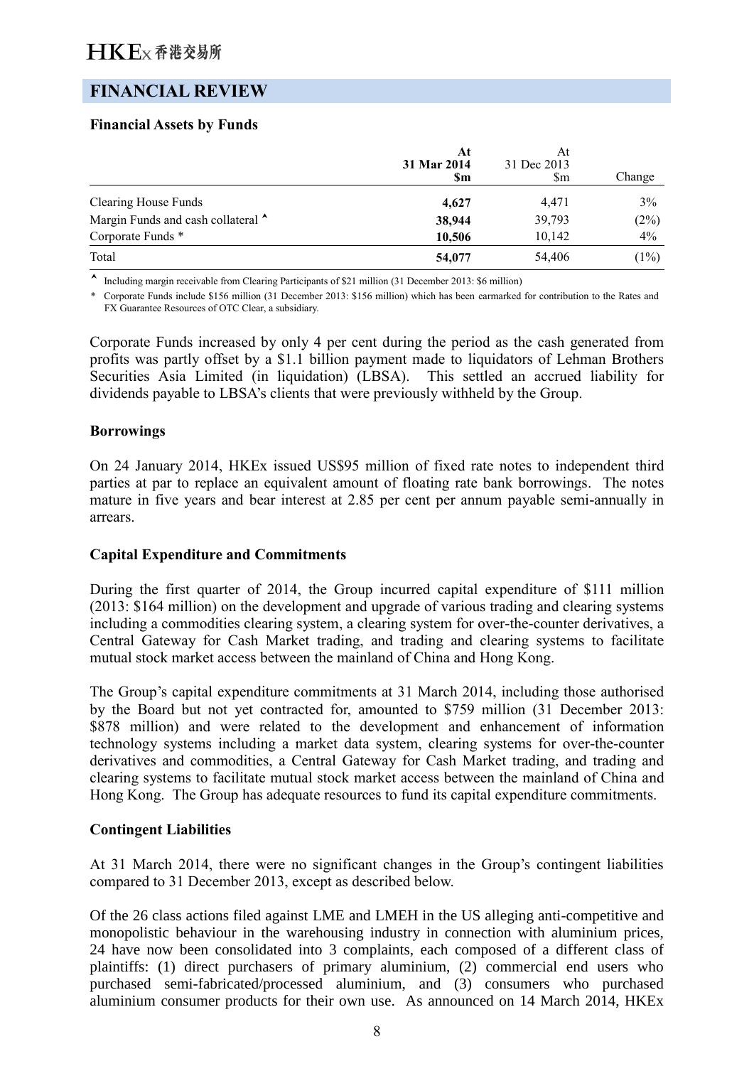## FINANCIAL REVIEW

**Financial Assets by Funds**

| | At 31 Mar 2014 $m | At 31 Dec 2013 $m | Change |
|---|---|---|---|
| Clearing House Funds | **4,627** | 4,471 | 3% |
| Margin Funds and cash collateral ^ | **38,944** | 39,793 | (2%) |
| Corporate Funds * | **10,506** | 10,142 | 4% |
| Total | **54,077** | 54,406 | (1%) |

^ Including margin receivable from Clearing Participants of $21 million (31 December 2013: $6 million)

\* Corporate Funds include $156 million (31 December 2013: $156 million) which has been earmarked for contribution to the Rates and FX Guarantee Resources of OTC Clear, a subsidiary.

Corporate Funds increased by only 4 per cent during the period as the cash generated from profits was partly offset by a $1.1 billion payment made to liquidators of Lehman Brothers Securities Asia Limited (in liquidation) (LBSA). This settled an accrued liability for dividends payable to LBSA's clients that were previously withheld by the Group.

**Borrowings**

On 24 January 2014, HKEx issued US$95 million of fixed rate notes to independent third parties at par to replace an equivalent amount of floating rate bank borrowings. The notes mature in five years and bear interest at 2.85 per cent per annum payable semi-annually in arrears.

**Capital Expenditure and Commitments**

During the first quarter of 2014, the Group incurred capital expenditure of $111 million (2013: $164 million) on the development and upgrade of various trading and clearing systems including a commodities clearing system, a clearing system for over-the-counter derivatives, a Central Gateway for Cash Market trading, and trading and clearing systems to facilitate mutual stock market access between the mainland of China and Hong Kong.

The Group's capital expenditure commitments at 31 March 2014, including those authorised by the Board but not yet contracted for, amounted to $759 million (31 December 2013: $878 million) and were related to the development and enhancement of information technology systems including a market data system, clearing systems for over-the-counter derivatives and commodities, a Central Gateway for Cash Market trading, and trading and clearing systems to facilitate mutual stock market access between the mainland of China and Hong Kong. The Group has adequate resources to fund its capital expenditure commitments.

**Contingent Liabilities**

At 31 March 2014, there were no significant changes in the Group's contingent liabilities compared to 31 December 2013, except as described below.

Of the 26 class actions filed against LME and LMEH in the US alleging anti-competitive and monopolistic behaviour in the warehousing industry in connection with aluminium prices, 24 have now been consolidated into 3 complaints, each composed of a different class of plaintiffs: (1) direct purchasers of primary aluminium, (2) commercial end users who purchased semi-fabricated/processed aluminium, and (3) consumers who purchased aluminium consumer products for their own use. As announced on 14 March 2014, HKEx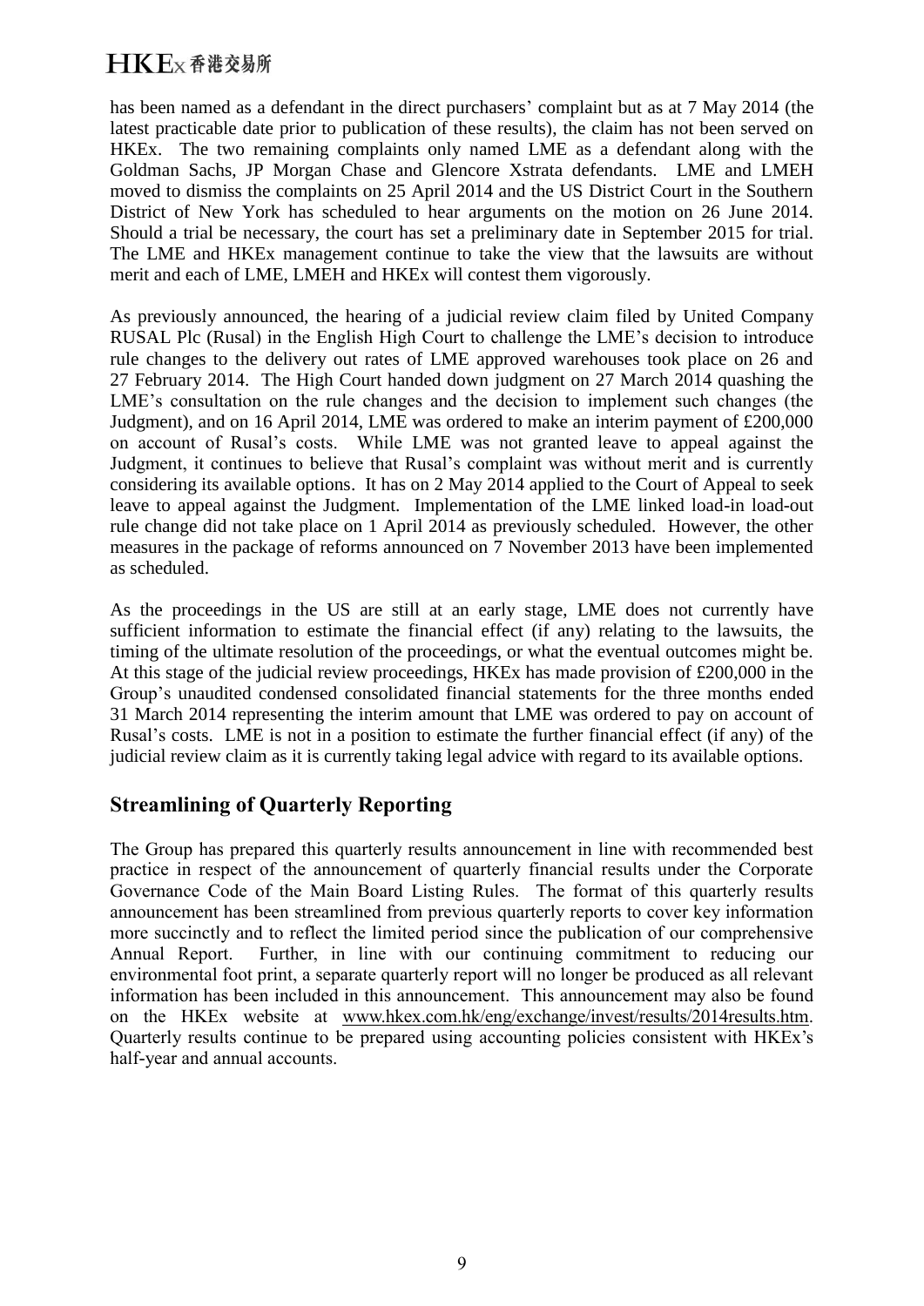has been named as a defendant in the direct purchasers' complaint but as at 7 May 2014 (the latest practicable date prior to publication of these results), the claim has not been served on HKEx. The two remaining complaints only named LME as a defendant along with the Goldman Sachs, JP Morgan Chase and Glencore Xstrata defendants. LME and LMEH moved to dismiss the complaints on 25 April 2014 and the US District Court in the Southern District of New York has scheduled to hear arguments on the motion on 26 June 2014. Should a trial be necessary, the court has set a preliminary date in September 2015 for trial. The LME and HKEx management continue to take the view that the lawsuits are without merit and each of LME, LMEH and HKEx will contest them vigorously.

As previously announced, the hearing of a judicial review claim filed by United Company RUSAL Plc (Rusal) in the English High Court to challenge the LME's decision to introduce rule changes to the delivery out rates of LME approved warehouses took place on 26 and 27 February 2014. The High Court handed down judgment on 27 March 2014 quashing the LME's consultation on the rule changes and the decision to implement such changes (the Judgment), and on 16 April 2014, LME was ordered to make an interim payment of £200,000 on account of Rusal's costs. While LME was not granted leave to appeal against the Judgment, it continues to believe that Rusal's complaint was without merit and is currently considering its available options. It has on 2 May 2014 applied to the Court of Appeal to seek leave to appeal against the Judgment. Implementation of the LME linked load-in load-out rule change did not take place on 1 April 2014 as previously scheduled. However, the other measures in the package of reforms announced on 7 November 2013 have been implemented as scheduled.

As the proceedings in the US are still at an early stage, LME does not currently have sufficient information to estimate the financial effect (if any) relating to the lawsuits, the timing of the ultimate resolution of the proceedings, or what the eventual outcomes might be. At this stage of the judicial review proceedings, HKEx has made provision of £200,000 in the Group's unaudited condensed consolidated financial statements for the three months ended 31 March 2014 representing the interim amount that LME was ordered to pay on account of Rusal's costs. LME is not in a position to estimate the further financial effect (if any) of the judicial review claim as it is currently taking legal advice with regard to its available options.

## Streamlining of Quarterly Reporting

The Group has prepared this quarterly results announcement in line with recommended best practice in respect of the announcement of quarterly financial results under the Corporate Governance Code of the Main Board Listing Rules. The format of this quarterly results announcement has been streamlined from previous quarterly reports to cover key information more succinctly and to reflect the limited period since the publication of our comprehensive Annual Report. Further, in line with our continuing commitment to reducing our environmental foot print, a separate quarterly report will no longer be produced as all relevant information has been included in this announcement. This announcement may also be found on the HKEx website at www.hkex.com.hk/eng/exchange/invest/results/2014results.htm. Quarterly results continue to be prepared using accounting policies consistent with HKEx's half-year and annual accounts.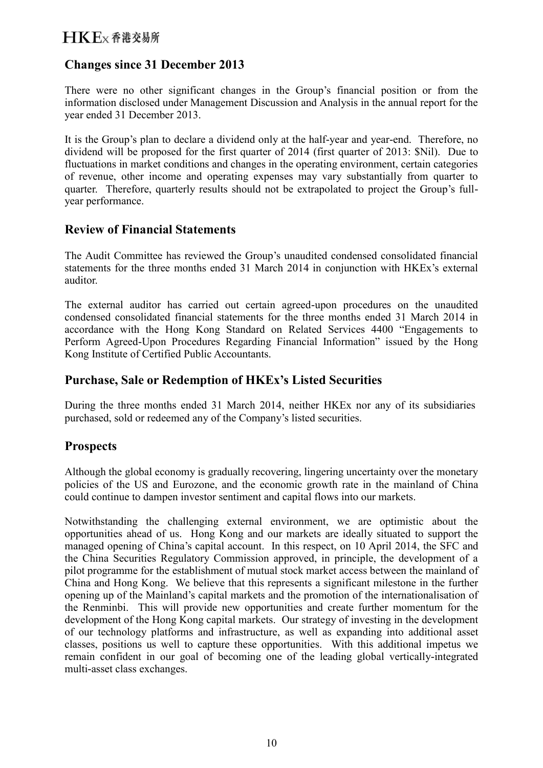## Changes since 31 December 2013

There were no other significant changes in the Group's financial position or from the information disclosed under Management Discussion and Analysis in the annual report for the year ended 31 December 2013.

It is the Group's plan to declare a dividend only at the half-year and year-end. Therefore, no dividend will be proposed for the first quarter of 2014 (first quarter of 2013: $Nil). Due to fluctuations in market conditions and changes in the operating environment, certain categories of revenue, other income and operating expenses may vary substantially from quarter to quarter. Therefore, quarterly results should not be extrapolated to project the Group's full-year performance.

## Review of Financial Statements

The Audit Committee has reviewed the Group's unaudited condensed consolidated financial statements for the three months ended 31 March 2014 in conjunction with HKEx's external auditor.

The external auditor has carried out certain agreed-upon procedures on the unaudited condensed consolidated financial statements for the three months ended 31 March 2014 in accordance with the Hong Kong Standard on Related Services 4400 "Engagements to Perform Agreed-Upon Procedures Regarding Financial Information" issued by the Hong Kong Institute of Certified Public Accountants.

## Purchase, Sale or Redemption of HKEx's Listed Securities

During the three months ended 31 March 2014, neither HKEx nor any of its subsidiaries purchased, sold or redeemed any of the Company's listed securities.

## Prospects

Although the global economy is gradually recovering, lingering uncertainty over the monetary policies of the US and Eurozone, and the economic growth rate in the mainland of China could continue to dampen investor sentiment and capital flows into our markets.

Notwithstanding the challenging external environment, we are optimistic about the opportunities ahead of us. Hong Kong and our markets are ideally situated to support the managed opening of China's capital account. In this respect, on 10 April 2014, the SFC and the China Securities Regulatory Commission approved, in principle, the development of a pilot programme for the establishment of mutual stock market access between the mainland of China and Hong Kong. We believe that this represents a significant milestone in the further opening up of the Mainland's capital markets and the promotion of the internationalisation of the Renminbi. This will provide new opportunities and create further momentum for the development of the Hong Kong capital markets. Our strategy of investing in the development of our technology platforms and infrastructure, as well as expanding into additional asset classes, positions us well to capture these opportunities. With this additional impetus we remain confident in our goal of becoming one of the leading global vertically-integrated multi-asset class exchanges.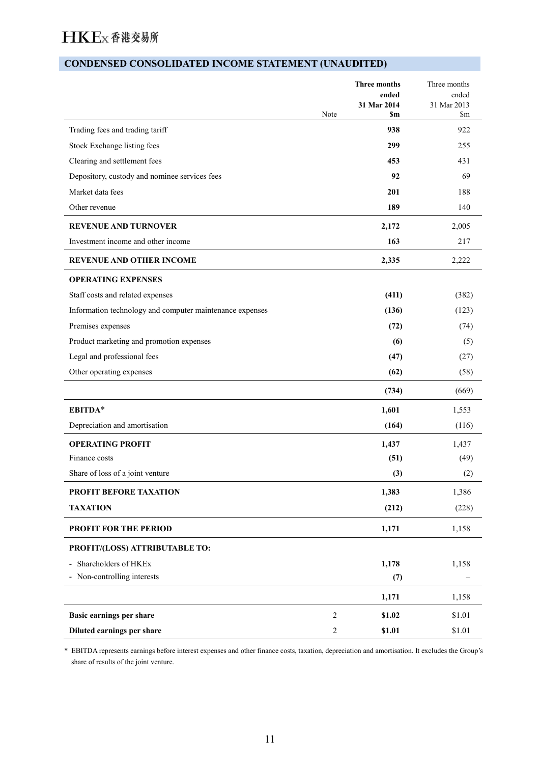## CONDENSED CONSOLIDATED INCOME STATEMENT (UNAUDITED)

| | Note | **Three months ended 31 Mar 2014 $m** | Three months ended 31 Mar 2013 $m |
|---|---|---|---|
| Trading fees and trading tariff | | **938** | 922 |
| Stock Exchange listing fees | | **299** | 255 |
| Clearing and settlement fees | | **453** | 431 |
| Depository, custody and nominee services fees | | **92** | 69 |
| Market data fees | | **201** | 188 |
| Other revenue | | **189** | 140 |
| **REVENUE AND TURNOVER** | | **2,172** | 2,005 |
| Investment income and other income | | **163** | 217 |
| **REVENUE AND OTHER INCOME** | | **2,335** | 2,222 |
| **OPERATING EXPENSES** | | | |
| Staff costs and related expenses | | **(411)** | (382) |
| Information technology and computer maintenance expenses | | **(136)** | (123) |
| Premises expenses | | **(72)** | (74) |
| Product marketing and promotion expenses | | **(6)** | (5) |
| Legal and professional fees | | **(47)** | (27) |
| Other operating expenses | | **(62)** | (58) |
| | | **(734)** | (669) |
| **EBITDA*** | | **1,601** | 1,553 |
| Depreciation and amortisation | | **(164)** | (116) |
| **OPERATING PROFIT** | | **1,437** | 1,437 |
| Finance costs | | **(51)** | (49) |
| Share of loss of a joint venture | | **(3)** | (2) |
| **PROFIT BEFORE TAXATION** | | **1,383** | 1,386 |
| **TAXATION** | | **(212)** | (228) |
| **PROFIT FOR THE PERIOD** | | **1,171** | 1,158 |
| **PROFIT/(LOSS) ATTRIBUTABLE TO:** | | | |
| - Shareholders of HKEx | | **1,178** | 1,158 |
| - Non-controlling interests | | **(7)** | – |
| | | **1,171** | 1,158 |
| **Basic earnings per share** | 2 | **$1.02** | $1.01 |
| **Diluted earnings per share** | 2 | **$1.01** | $1.01 |

* EBITDA represents earnings before interest expenses and other finance costs, taxation, depreciation and amortisation. It excludes the Group's share of results of the joint venture.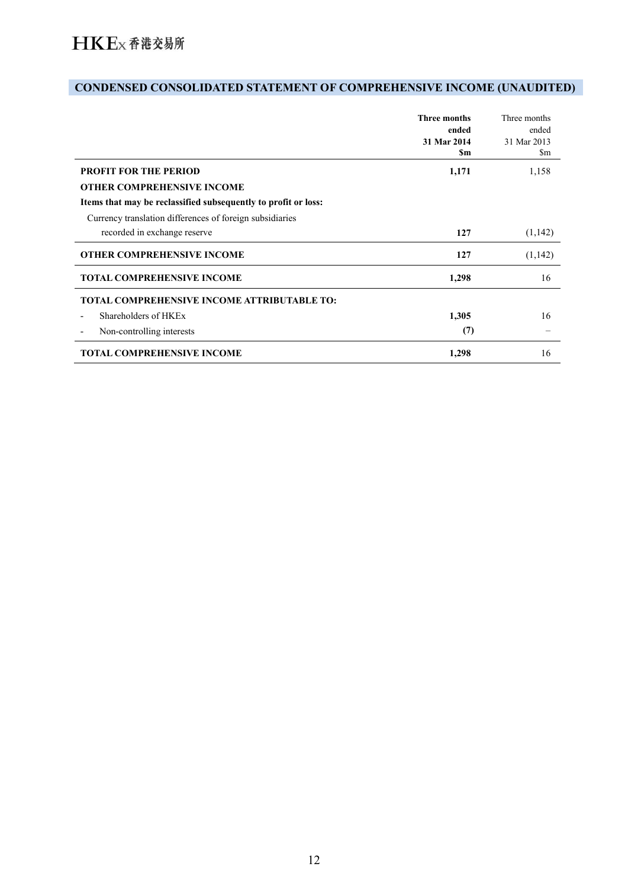## CONDENSED CONSOLIDATED STATEMENT OF COMPREHENSIVE INCOME (UNAUDITED)

| | **Three months ended 31 Mar 2014 $m** | Three months ended 31 Mar 2013 $m |
|---|---|---|
| **PROFIT FOR THE PERIOD** | **1,171** | 1,158 |
| **OTHER COMPREHENSIVE INCOME** | | |
| **Items that may be reclassified subsequently to profit or loss:** | | |
| Currency translation differences of foreign subsidiaries recorded in exchange reserve | **127** | (1,142) |
| **OTHER COMPREHENSIVE INCOME** | **127** | (1,142) |
| **TOTAL COMPREHENSIVE INCOME** | **1,298** | 16 |
| **TOTAL COMPREHENSIVE INCOME ATTRIBUTABLE TO:** | | |
| - Shareholders of HKEx | **1,305** | 16 |
| - Non-controlling interests | **(7)** | – |
| **TOTAL COMPREHENSIVE INCOME** | **1,298** | 16 |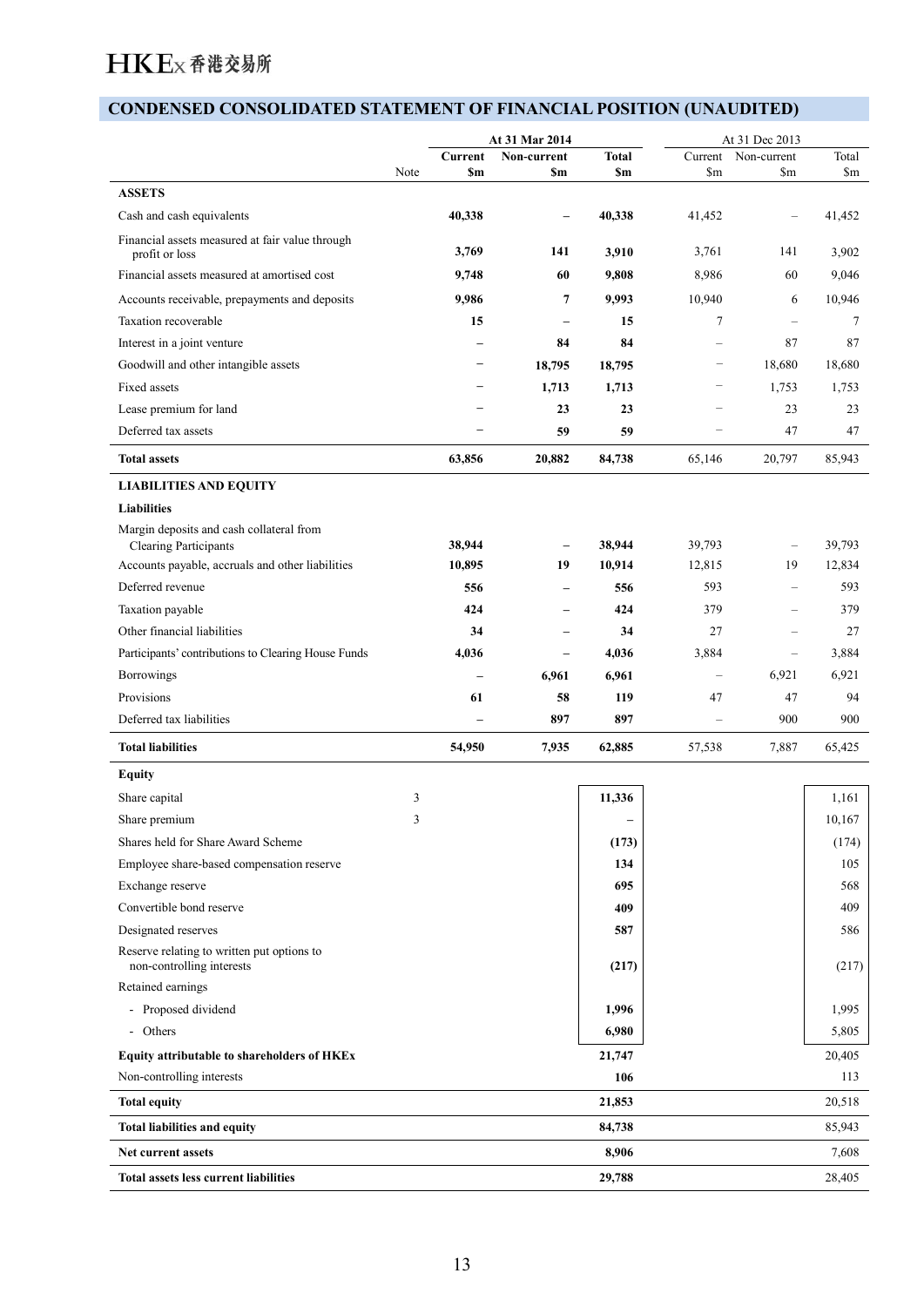## CONDENSED CONSOLIDATED STATEMENT OF FINANCIAL POSITION (UNAUDITED)

| | Note | At 31 Mar 2014 | | | At 31 Dec 2013 | | |
|---|---|---|---|---|---|---|---|
| | | **Current $m** | **Non-current $m** | **Total $m** | Current $m | Non-current $m | Total $m |
| **ASSETS** | | | | | | | |
| Cash and cash equivalents | | **40,338** | **–** | **40,338** | 41,452 | – | 41,452 |
| Financial assets measured at fair value through profit or loss | | **3,769** | **141** | **3,910** | 3,761 | 141 | 3,902 |
| Financial assets measured at amortised cost | | **9,748** | **60** | **9,808** | 8,986 | 60 | 9,046 |
| Accounts receivable, prepayments and deposits | | **9,986** | **7** | **9,993** | 10,940 | 6 | 10,946 |
| Taxation recoverable | | **15** | **–** | **15** | 7 | – | 7 |
| Interest in a joint venture | | **–** | **84** | **84** | – | 87 | 87 |
| Goodwill and other intangible assets | | **–** | **18,795** | **18,795** | – | 18,680 | 18,680 |
| Fixed assets | | **–** | **1,713** | **1,713** | – | 1,753 | 1,753 |
| Lease premium for land | | **–** | **23** | **23** | – | 23 | 23 |
| Deferred tax assets | | **–** | **59** | **59** | – | 47 | 47 |
| **Total assets** | | **63,856** | **20,882** | **84,738** | 65,146 | 20,797 | 85,943 |
| **LIABILITIES AND EQUITY** | | | | | | | |
| **Liabilities** | | | | | | | |
| Margin deposits and cash collateral from Clearing Participants | | **38,944** | **–** | **38,944** | 39,793 | – | 39,793 |
| Accounts payable, accruals and other liabilities | | **10,895** | **19** | **10,914** | 12,815 | 19 | 12,834 |
| Deferred revenue | | **556** | **–** | **556** | 593 | – | 593 |
| Taxation payable | | **424** | **–** | **424** | 379 | – | 379 |
| Other financial liabilities | | **34** | **–** | **34** | 27 | – | 27 |
| Participants' contributions to Clearing House Funds | | **4,036** | **–** | **4,036** | 3,884 | – | 3,884 |
| Borrowings | | **–** | **6,961** | **6,961** | – | 6,921 | 6,921 |
| Provisions | | **61** | **58** | **119** | 47 | 47 | 94 |
| Deferred tax liabilities | | **–** | **897** | **897** | – | 900 | 900 |
| **Total liabilities** | | **54,950** | **7,935** | **62,885** | 57,538 | 7,887 | 65,425 |
| **Equity** | | | | | | | |
| Share capital | 3 | | | **11,336** | | | 1,161 |
| Share premium | 3 | | | **–** | | | 10,167 |
| Shares held for Share Award Scheme | | | | **(173)** | | | (174) |
| Employee share-based compensation reserve | | | | **134** | | | 105 |
| Exchange reserve | | | | **695** | | | 568 |
| Convertible bond reserve | | | | **409** | | | 409 |
| Designated reserves | | | | **587** | | | 586 |
| Reserve relating to written put options to non-controlling interests | | | | **(217)** | | | (217) |
| Retained earnings | | | | | | | |
| - Proposed dividend | | | | **1,996** | | | 1,995 |
| - Others | | | | **6,980** | | | 5,805 |
| **Equity attributable to shareholders of HKEx** | | | | **21,747** | | | 20,405 |
| Non-controlling interests | | | | **106** | | | 113 |
| **Total equity** | | | | **21,853** | | | 20,518 |
| **Total liabilities and equity** | | | | **84,738** | | | 85,943 |
| **Net current assets** | | | | **8,906** | | | 7,608 |
| **Total assets less current liabilities** | | | | **29,788** | | | 28,405 |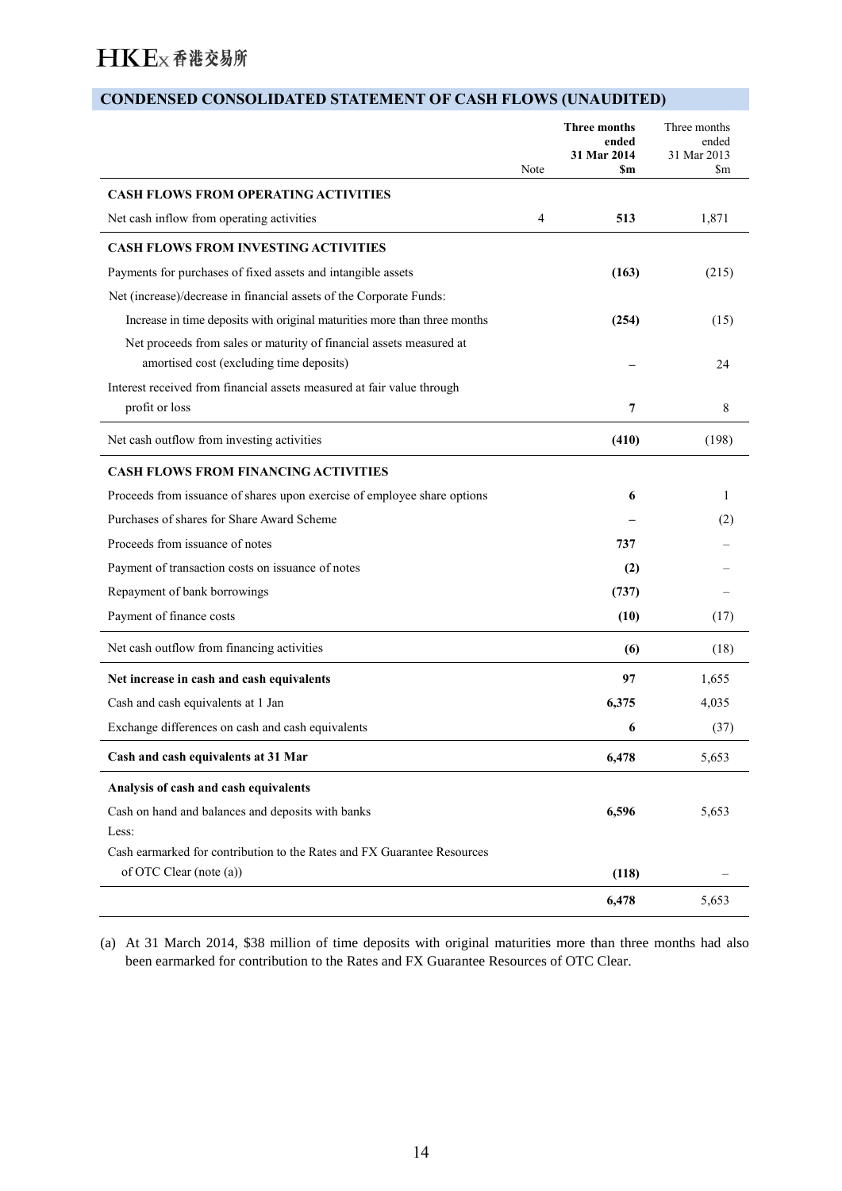## CONDENSED CONSOLIDATED STATEMENT OF CASH FLOWS (UNAUDITED)

| | Note | **Three months ended 31 Mar 2014 $m** | Three months ended 31 Mar 2013 $m |
|---|---|---|---|
| **CASH FLOWS FROM OPERATING ACTIVITIES** | | | |
| Net cash inflow from operating activities | 4 | **513** | 1,871 |
| **CASH FLOWS FROM INVESTING ACTIVITIES** | | | |
| Payments for purchases of fixed assets and intangible assets | | **(163)** | (215) |
| Net (increase)/decrease in financial assets of the Corporate Funds: | | | |
| Increase in time deposits with original maturities more than three months | | **(254)** | (15) |
| Net proceeds from sales or maturity of financial assets measured at amortised cost (excluding time deposits) | | **–** | 24 |
| Interest received from financial assets measured at fair value through profit or loss | | **7** | 8 |
| Net cash outflow from investing activities | | **(410)** | (198) |
| **CASH FLOWS FROM FINANCING ACTIVITIES** | | | |
| Proceeds from issuance of shares upon exercise of employee share options | | **6** | 1 |
| Purchases of shares for Share Award Scheme | | **–** | (2) |
| Proceeds from issuance of notes | | **737** | – |
| Payment of transaction costs on issuance of notes | | **(2)** | – |
| Repayment of bank borrowings | | **(737)** | – |
| Payment of finance costs | | **(10)** | (17) |
| Net cash outflow from financing activities | | **(6)** | (18) |
| **Net increase in cash and cash equivalents** | | **97** | 1,655 |
| Cash and cash equivalents at 1 Jan | | **6,375** | 4,035 |
| Exchange differences on cash and cash equivalents | | **6** | (37) |
| **Cash and cash equivalents at 31 Mar** | | **6,478** | 5,653 |
| **Analysis of cash and cash equivalents** | | | |
| Cash on hand and balances and deposits with banks | | **6,596** | 5,653 |
| Less: | | | |
| Cash earmarked for contribution to the Rates and FX Guarantee Resources of OTC Clear (note (a)) | | **(118)** | – |
| | | **6,478** | 5,653 |

(a) At 31 March 2014, $38 million of time deposits with original maturities more than three months had also been earmarked for contribution to the Rates and FX Guarantee Resources of OTC Clear.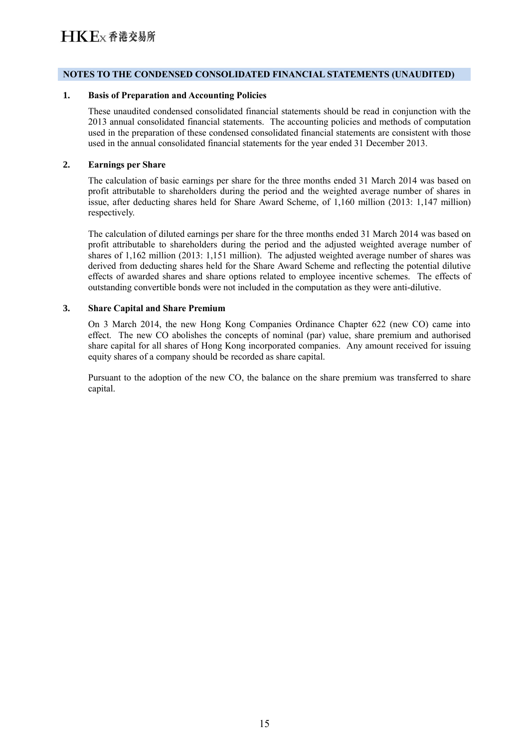## NOTES TO THE CONDENSED CONSOLIDATED FINANCIAL STATEMENTS (UNAUDITED)

### 1. Basis of Preparation and Accounting Policies

These unaudited condensed consolidated financial statements should be read in conjunction with the 2013 annual consolidated financial statements. The accounting policies and methods of computation used in the preparation of these condensed consolidated financial statements are consistent with those used in the annual consolidated financial statements for the year ended 31 December 2013.

### 2. Earnings per Share

The calculation of basic earnings per share for the three months ended 31 March 2014 was based on profit attributable to shareholders during the period and the weighted average number of shares in issue, after deducting shares held for Share Award Scheme, of 1,160 million (2013: 1,147 million) respectively.

The calculation of diluted earnings per share for the three months ended 31 March 2014 was based on profit attributable to shareholders during the period and the adjusted weighted average number of shares of 1,162 million (2013: 1,151 million). The adjusted weighted average number of shares was derived from deducting shares held for the Share Award Scheme and reflecting the potential dilutive effects of awarded shares and share options related to employee incentive schemes. The effects of outstanding convertible bonds were not included in the computation as they were anti-dilutive.

### 3. Share Capital and Share Premium

On 3 March 2014, the new Hong Kong Companies Ordinance Chapter 622 (new CO) came into effect. The new CO abolishes the concepts of nominal (par) value, share premium and authorised share capital for all shares of Hong Kong incorporated companies. Any amount received for issuing equity shares of a company should be recorded as share capital.

Pursuant to the adoption of the new CO, the balance on the share premium was transferred to share capital.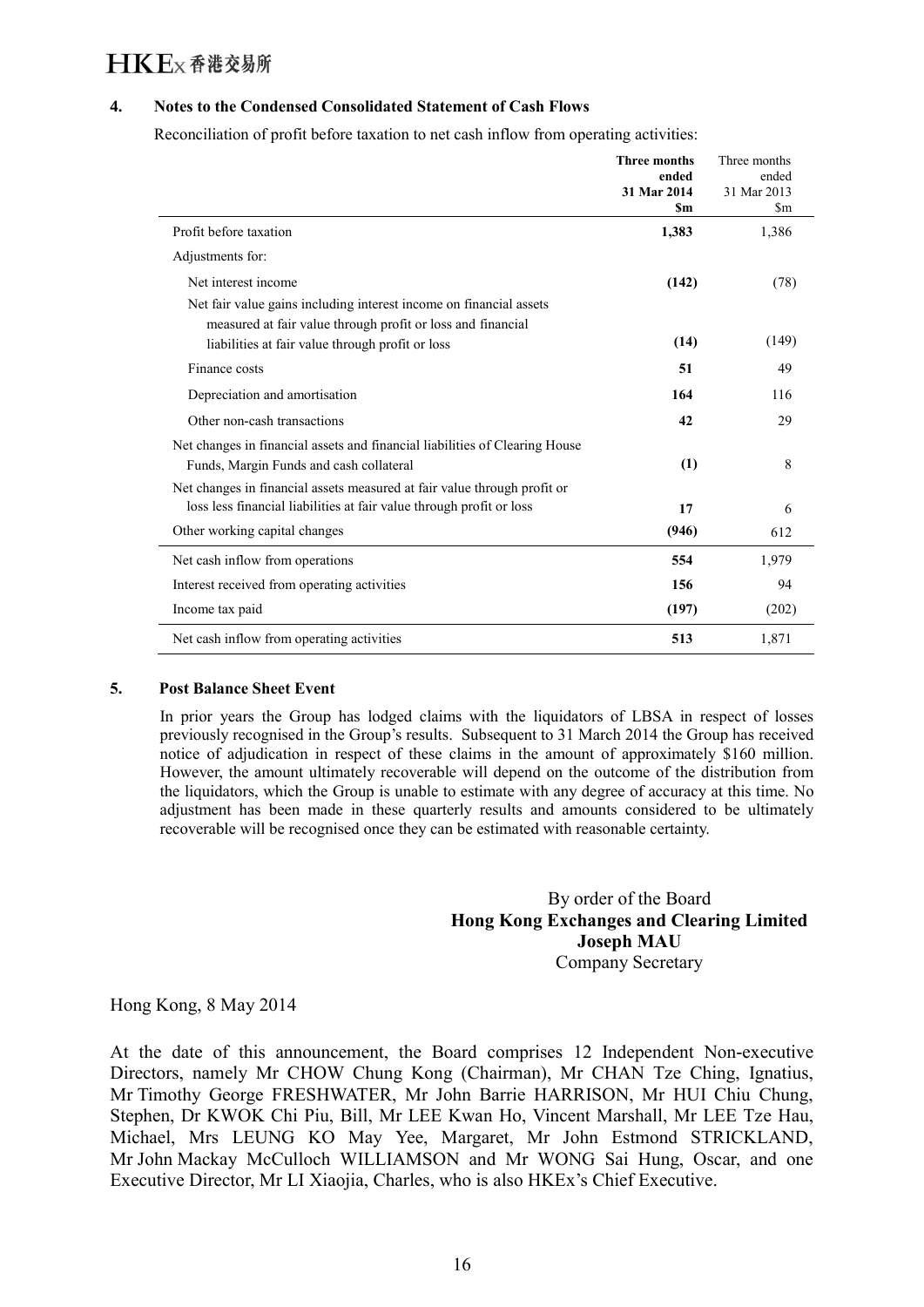## 4. Notes to the Condensed Consolidated Statement of Cash Flows

Reconciliation of profit before taxation to net cash inflow from operating activities:

| | **Three months ended 31 Mar 2014 $m** | Three months ended 31 Mar 2013 $m |
|---|---|---|
| Profit before taxation | **1,383** | 1,386 |
| Adjustments for: | | |
| Net interest income | **(142)** | (78) |
| Net fair value gains including interest income on financial assets measured at fair value through profit or loss and financial liabilities at fair value through profit or loss | **(14)** | (149) |
| Finance costs | **51** | 49 |
| Depreciation and amortisation | **164** | 116 |
| Other non-cash transactions | **42** | 29 |
| Net changes in financial assets and financial liabilities of Clearing House Funds, Margin Funds and cash collateral | **(1)** | 8 |
| Net changes in financial assets measured at fair value through profit or loss less financial liabilities at fair value through profit or loss | **17** | 6 |
| Other working capital changes | **(946)** | 612 |
| Net cash inflow from operations | **554** | 1,979 |
| Interest received from operating activities | **156** | 94 |
| Income tax paid | **(197)** | (202) |
| Net cash inflow from operating activities | **513** | 1,871 |

## 5. Post Balance Sheet Event

In prior years the Group has lodged claims with the liquidators of LBSA in respect of losses previously recognised in the Group's results. Subsequent to 31 March 2014 the Group has received notice of adjudication in respect of these claims in the amount of approximately $160 million. However, the amount ultimately recoverable will depend on the outcome of the distribution from the liquidators, which the Group is unable to estimate with any degree of accuracy at this time. No adjustment has been made in these quarterly results and amounts considered to be ultimately recoverable will be recognised once they can be estimated with reasonable certainty.

By order of the Board
**Hong Kong Exchanges and Clearing Limited**
**Joseph MAU**
Company Secretary

Hong Kong, 8 May 2014

At the date of this announcement, the Board comprises 12 Independent Non-executive Directors, namely Mr CHOW Chung Kong (Chairman), Mr CHAN Tze Ching, Ignatius, Mr Timothy George FRESHWATER, Mr John Barrie HARRISON, Mr HUI Chiu Chung, Stephen, Dr KWOK Chi Piu, Bill, Mr LEE Kwan Ho, Vincent Marshall, Mr LEE Tze Hau, Michael, Mrs LEUNG KO May Yee, Margaret, Mr John Estmond STRICKLAND, Mr John Mackay McCulloch WILLIAMSON and Mr WONG Sai Hung, Oscar, and one Executive Director, Mr LI Xiaojia, Charles, who is also HKEx's Chief Executive.